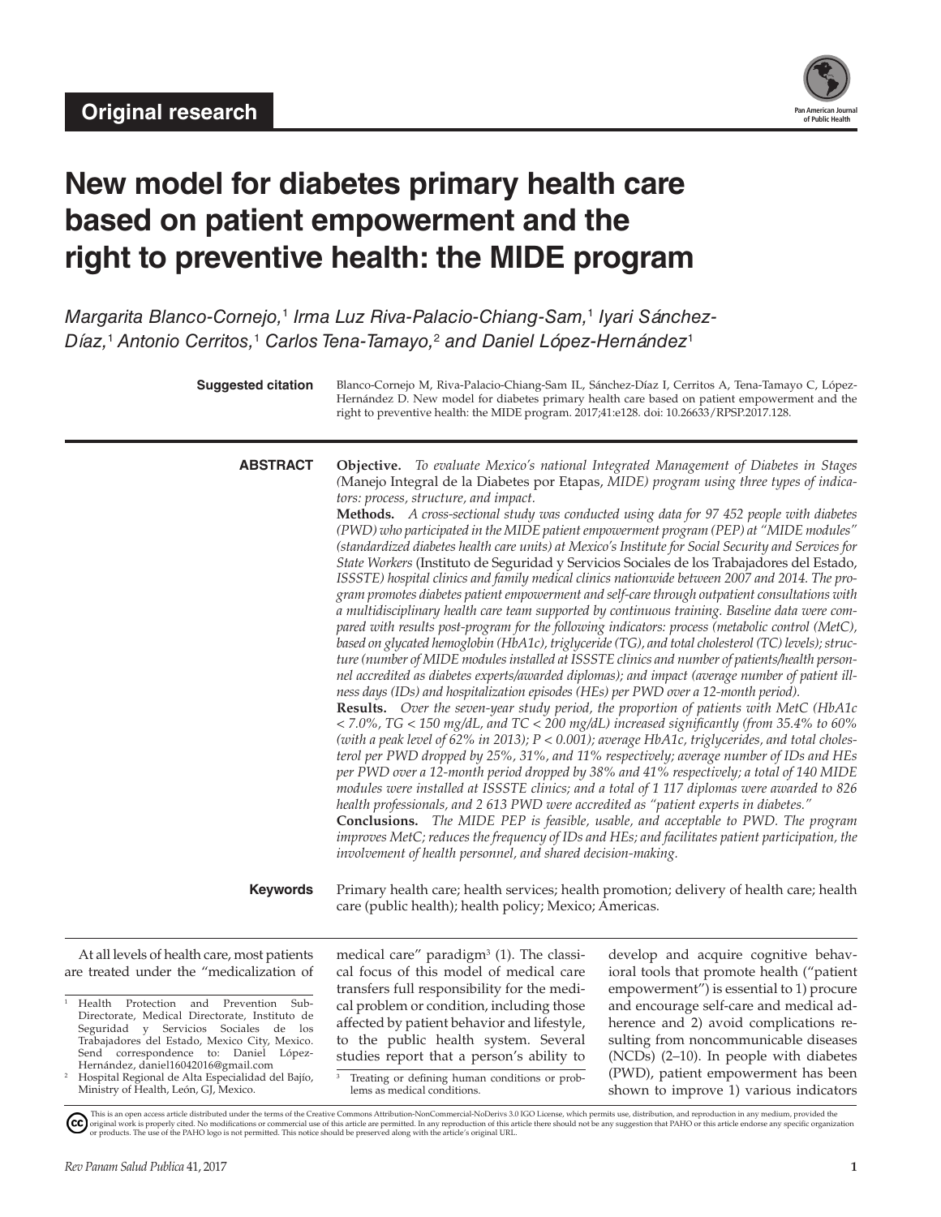Original research

# New model for diabetes primary health care based on patient empowerment and the right to preventive health: the MIDE program

*Margarita Blanco-Cornejo,[1] Irma Luz Riva-Palacio-Chiang-Sam,[1] Iyari Sánchez-Díaz,[1] Antonio Cerritos,[1] Carlos Tena-Tamayo,[2] and Daniel López-Hernández[1]*

**Suggested citation** Blanco-Cornejo M, Riva-Palacio-Chiang-Sam IL, Sánchez-Díaz I, Cerritos A, Tena-Tamayo C, López-Hernández D. New model for diabetes primary health care based on patient empowerment and the right to preventive health: the MIDE program. 2017;41:e128. doi: 10.26633/RPSP.2017.128.

## ABSTRACT

**Objective.** *To evaluate Mexico's national Integrated Management of Diabetes in Stages (*Manejo Integral de la Diabetes por Etapas*, MIDE) program using three types of indicators: process, structure, and impact.*

**Methods.** *A cross-sectional study was conducted using data for 97 452 people with diabetes (PWD) who participated in the MIDE patient empowerment program (PEP) at "MIDE modules" (standardized diabetes health care units) at Mexico's Institute for Social Security and Services for State Workers* (Instituto de Seguridad y Servicios Sociales de los Trabajadores del Estado, *ISSSTE) hospital clinics and family medical clinics nationwide between 2007 and 2014. The program promotes diabetes patient empowerment and self-care through outpatient consultations with a multidisciplinary health care team supported by continuous training. Baseline data were compared with results post-program for the following indicators: process (metabolic control (MetC), based on glycated hemoglobin (HbA1c), triglyceride (TG), and total cholesterol (TC) levels); structure (number of MIDE modules installed at ISSSTE clinics and number of patients/health personnel accredited as diabetes experts/awarded diplomas); and impact (average number of patient illness days (IDs) and hospitalization episodes (HEs) per PWD over a 12-month period).*

**Results.** *Over the seven-year study period, the proportion of patients with MetC (HbA1c < 7.0%, TG < 150 mg/dL, and TC < 200 mg/dL) increased significantly (from 35.4% to 60% (with a peak level of 62% in 2013); P < 0.001); average HbA1c, triglycerides, and total cholesterol per PWD dropped by 25%, 31%, and 11% respectively; average number of IDs and HEs per PWD over a 12-month period dropped by 38% and 41% respectively; a total of 140 MIDE modules were installed at ISSSTE clinics; and a total of 1 117 diplomas were awarded to 826 health professionals, and 2 613 PWD were accredited as "patient experts in diabetes."*

**Conclusions.** *The MIDE PEP is feasible, usable, and acceptable to PWD. The program improves MetC; reduces the frequency of IDs and HEs; and facilitates patient participation, the involvement of health personnel, and shared decision-making.*

**Keywords** Primary health care; health services; health promotion; delivery of health care; health care (public health); health policy; Mexico; Americas.

At all levels of health care, most patients are treated under the "medicalization of medical care" paradigm[3] (1). The classical focus of this model of medical care transfers full responsibility for the medical problem or condition, including those affected by patient behavior and lifestyle, to the public health system. Several studies report that a person's ability to develop and acquire cognitive behavioral tools that promote health ("patient empowerment") is essential to 1) procure and encourage self-care and medical adherence and 2) avoid complications resulting from noncommunicable diseases (NCDs) (2–10). In people with diabetes (PWD), patient empowerment has been shown to improve 1) various indicators

[1] Health Protection and Prevention Sub-Directorate, Medical Directorate, Instituto de Seguridad y Servicios Sociales de los Trabajadores del Estado, Mexico City, Mexico. Send correspondence to: Daniel López-Hernández, daniel16042016@gmail.com

[2] Hospital Regional de Alta Especialidad del Bajío, Ministry of Health, León, GJ, Mexico.

[3] Treating or defining human conditions or problems as medical conditions.

This is an open access article distributed under the terms of the Creative Commons Attribution-NonCommercial-NoDerivs 3.0 IGO License, which permits use, distribution, and reproduction in any medium, provided the original work is properly cited. No modifications or commercial use of this article are permitted. In any reproduction of this article there should not be any suggestion that PAHO or this article endorse any specific organization or products. The use of the PAHO logo is not permitted. This notice should be preserved along with the article's original URL.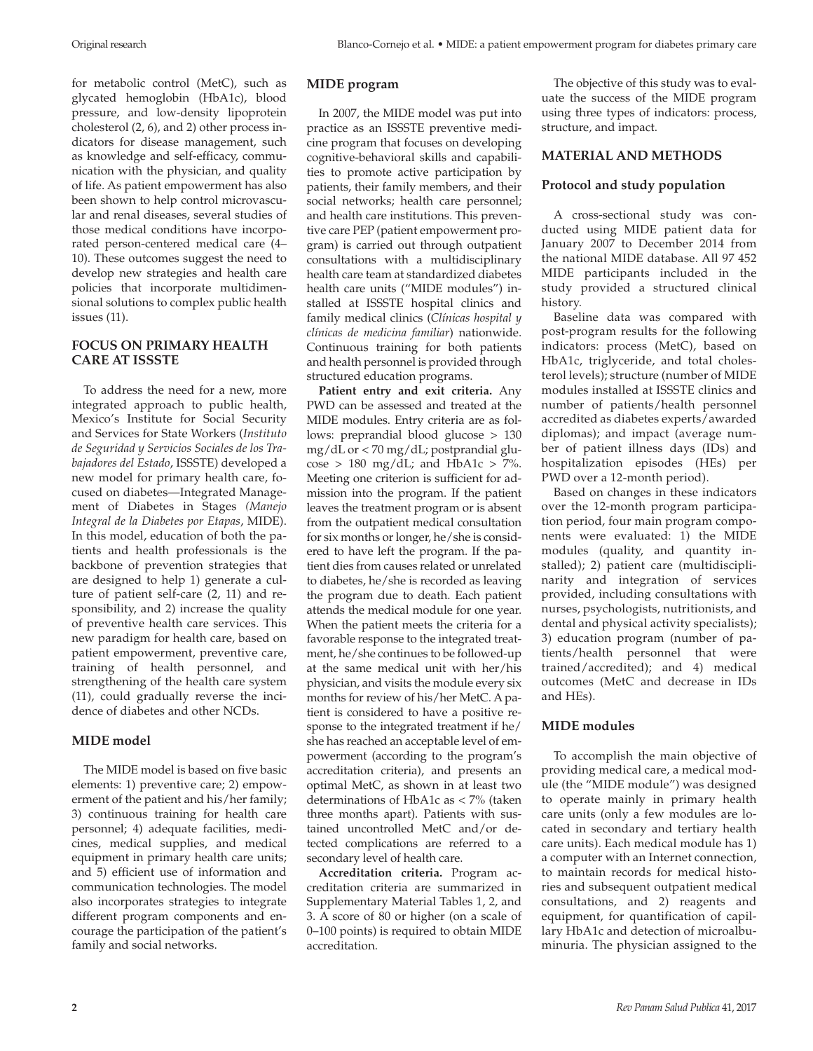for metabolic control (MetC), such as glycated hemoglobin (HbA1c), blood pressure, and low-density lipoprotein cholesterol (2, 6), and 2) other process indicators for disease management, such as knowledge and self-efficacy, communication with the physician, and quality of life. As patient empowerment has also been shown to help control microvascular and renal diseases, several studies of those medical conditions have incorporated person-centered medical care (4–10). These outcomes suggest the need to develop new strategies and health care policies that incorporate multidimensional solutions to complex public health issues (11).

## FOCUS ON PRIMARY HEALTH CARE AT ISSSTE

To address the need for a new, more integrated approach to public health, Mexico's Institute for Social Security and Services for State Workers (*Instituto de Seguridad y Servicios Sociales de los Trabajadores del Estado*, ISSSTE) developed a new model for primary health care, focused on diabetes—Integrated Management of Diabetes in Stages *(Manejo Integral de la Diabetes por Etapas*, MIDE). In this model, education of both the patients and health professionals is the backbone of prevention strategies that are designed to help 1) generate a culture of patient self-care (2, 11) and responsibility, and 2) increase the quality of preventive health care services. This new paradigm for health care, based on patient empowerment, preventive care, training of health personnel, and strengthening of the health care system (11), could gradually reverse the incidence of diabetes and other NCDs.

### MIDE model

The MIDE model is based on five basic elements: 1) preventive care; 2) empowerment of the patient and his/her family; 3) continuous training for health care personnel; 4) adequate facilities, medicines, medical supplies, and medical equipment in primary health care units; and 5) efficient use of information and communication technologies. The model also incorporates strategies to integrate different program components and encourage the participation of the patient's family and social networks.

### MIDE program

In 2007, the MIDE model was put into practice as an ISSSTE preventive medicine program that focuses on developing cognitive-behavioral skills and capabilities to promote active participation by patients, their family members, and their social networks; health care personnel; and health care institutions. This preventive care PEP (patient empowerment program) is carried out through outpatient consultations with a multidisciplinary health care team at standardized diabetes health care units ("MIDE modules") installed at ISSSTE hospital clinics and family medical clinics (*Clínicas hospital y clínicas de medicina familiar*) nationwide. Continuous training for both patients and health personnel is provided through structured education programs.

**Patient entry and exit criteria.** Any PWD can be assessed and treated at the MIDE modules. Entry criteria are as follows: preprandial blood glucose > 130 mg/dL or < 70 mg/dL; postprandial glucose > 180 mg/dL; and HbA1c > 7%. Meeting one criterion is sufficient for admission into the program. If the patient leaves the treatment program or is absent from the outpatient medical consultation for six months or longer, he/she is considered to have left the program. If the patient dies from causes related or unrelated to diabetes, he/she is recorded as leaving the program due to death. Each patient attends the medical module for one year. When the patient meets the criteria for a favorable response to the integrated treatment, he/she continues to be followed-up at the same medical unit with her/his physician, and visits the module every six months for review of his/her MetC. A patient is considered to have a positive response to the integrated treatment if he/she has reached an acceptable level of empowerment (according to the program's accreditation criteria), and presents an optimal MetC, as shown in at least two determinations of HbA1c as < 7% (taken three months apart). Patients with sustained uncontrolled MetC and/or detected complications are referred to a secondary level of health care.

**Accreditation criteria.** Program accreditation criteria are summarized in Supplementary Material Tables 1, 2, and 3. A score of 80 or higher (on a scale of 0–100 points) is required to obtain MIDE accreditation.

The objective of this study was to evaluate the success of the MIDE program using three types of indicators: process, structure, and impact.

## MATERIAL AND METHODS

### Protocol and study population

A cross-sectional study was conducted using MIDE patient data for January 2007 to December 2014 from the national MIDE database. All 97 452 MIDE participants included in the study provided a structured clinical history.

Baseline data was compared with post-program results for the following indicators: process (MetC), based on HbA1c, triglyceride, and total cholesterol levels); structure (number of MIDE modules installed at ISSSTE clinics and number of patients/health personnel accredited as diabetes experts/awarded diplomas); and impact (average number of patient illness days (IDs) and hospitalization episodes (HEs) per PWD over a 12-month period).

Based on changes in these indicators over the 12-month program participation period, four main program components were evaluated: 1) the MIDE modules (quality, and quantity installed); 2) patient care (multidisciplinarity and integration of services provided, including consultations with nurses, psychologists, nutritionists, and dental and physical activity specialists); 3) education program (number of patients/health personnel that were trained/accredited); and 4) medical outcomes (MetC and decrease in IDs and HEs).

### MIDE modules

To accomplish the main objective of providing medical care, a medical module (the "MIDE module") was designed to operate mainly in primary health care units (only a few modules are located in secondary and tertiary health care units). Each medical module has 1) a computer with an Internet connection, to maintain records for medical histories and subsequent outpatient medical consultations, and 2) reagents and equipment, for quantification of capillary HbA1c and detection of microalbuminuria. The physician assigned to the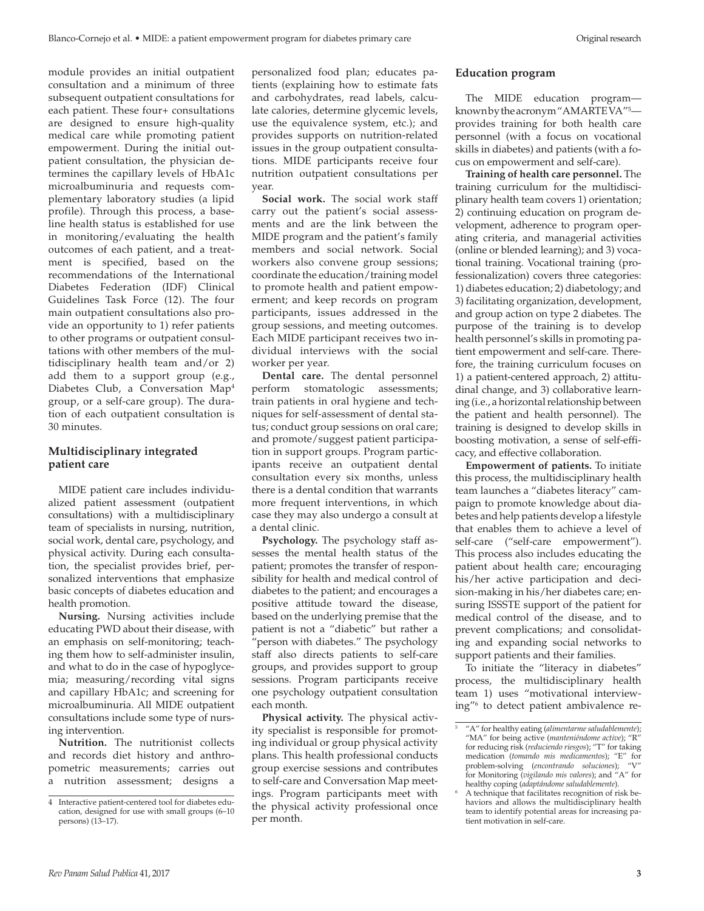module provides an initial outpatient consultation and a minimum of three subsequent outpatient consultations for each patient. These four+ consultations are designed to ensure high-quality medical care while promoting patient empowerment. During the initial outpatient consultation, the physician determines the capillary levels of HbA1c microalbuminuria and requests complementary laboratory studies (a lipid profile). Through this process, a baseline health status is established for use in monitoring/evaluating the health outcomes of each patient, and a treatment is specified, based on the recommendations of the International Diabetes Federation (IDF) Clinical Guidelines Task Force (12). The four main outpatient consultations also provide an opportunity to 1) refer patients to other programs or outpatient consultations with other members of the multidisciplinary health team and/or 2) add them to a support group (e.g., Diabetes Club, a Conversation Map[4] group, or a self-care group). The duration of each outpatient consultation is 30 minutes.

## Multidisciplinary integrated patient care

MIDE patient care includes individualized patient assessment (outpatient consultations) with a multidisciplinary team of specialists in nursing, nutrition, social work, dental care, psychology, and physical activity. During each consultation, the specialist provides brief, personalized interventions that emphasize basic concepts of diabetes education and health promotion.

**Nursing.** Nursing activities include educating PWD about their disease, with an emphasis on self-monitoring; teaching them how to self-administer insulin, and what to do in the case of hypoglycemia; measuring/recording vital signs and capillary HbA1c; and screening for microalbuminuria. All MIDE outpatient consultations include some type of nursing intervention.

**Nutrition.** The nutritionist collects and records diet history and anthropometric measurements; carries out a nutrition assessment; designs a personalized food plan; educates patients (explaining how to estimate fats and carbohydrates, read labels, calculate calories, determine glycemic levels, use the equivalence system, etc.); and provides supports on nutrition-related issues in the group outpatient consultations. MIDE participants receive four nutrition outpatient consultations per year.

**Social work.** The social work staff carry out the patient's social assessments and are the link between the MIDE program and the patient's family members and social network. Social workers also convene group sessions; coordinate the education/training model to promote health and patient empowerment; and keep records on program participants, issues addressed in the group sessions, and meeting outcomes. Each MIDE participant receives two individual interviews with the social worker per year.

**Dental care.** The dental personnel perform stomatologic assessments; train patients in oral hygiene and techniques for self-assessment of dental status; conduct group sessions on oral care; and promote/suggest patient participation in support groups. Program participants receive an outpatient dental consultation every six months, unless there is a dental condition that warrants more frequent interventions, in which case they may also undergo a consult at a dental clinic.

**Psychology.** The psychology staff assesses the mental health status of the patient; promotes the transfer of responsibility for health and medical control of diabetes to the patient; and encourages a positive attitude toward the disease, based on the underlying premise that the patient is not a "diabetic" but rather a "person with diabetes." The psychology staff also directs patients to self-care groups, and provides support to group sessions. Program participants receive one psychology outpatient consultation each month.

**Physical activity.** The physical activity specialist is responsible for promoting individual or group physical activity plans. This health professional conducts group exercise sessions and contributes to self-care and Conversation Map meetings. Program participants meet with the physical activity professional once per month.

## Education program

The MIDE education program—known by the acronym "AMARTE VA"[5]—provides training for both health care personnel (with a focus on vocational skills in diabetes) and patients (with a focus on empowerment and self-care).

**Training of health care personnel.** The training curriculum for the multidisciplinary health team covers 1) orientation; 2) continuing education on program development, adherence to program operating criteria, and managerial activities (online or blended learning); and 3) vocational training. Vocational training (professionalization) covers three categories: 1) diabetes education; 2) diabetology; and 3) facilitating organization, development, and group action on type 2 diabetes. The purpose of the training is to develop health personnel's skills in promoting patient empowerment and self-care. Therefore, the training curriculum focuses on 1) a patient-centered approach, 2) attitudinal change, and 3) collaborative learning (i.e., a horizontal relationship between the patient and health personnel). The training is designed to develop skills in boosting motivation, a sense of self-efficacy, and effective collaboration.

**Empowerment of patients.** To initiate this process, the multidisciplinary health team launches a "diabetes literacy" campaign to promote knowledge about diabetes and help patients develop a lifestyle that enables them to achieve a level of self-care ("self-care empowerment"). This process also includes educating the patient about health care; encouraging his/her active participation and decision-making in his/her diabetes care; ensuring ISSSTE support of the patient for medical control of the disease, and to prevent complications; and consolidating and expanding social networks to support patients and their families.

To initiate the "literacy in diabetes" process, the multidisciplinary health team 1) uses "motivational interviewing"[6] to detect patient ambivalence re-

---

[4] Interactive patient-centered tool for diabetes education, designed for use with small groups (6–10 persons) (13–17).

[5] "A" for healthy eating (*alimentarme saludablemente*); "MA" for being active (*manteniéndome active*); "R" for reducing risk (*reduciendo riesgos*); "T" for taking medication (*tomando mis medicamentos*); "E" for problem-solving (*encontrando soluciones*); "V" for Monitoring (*vigilando mis valores*); and "A" for healthy coping (*adaptándome saludablemente*).

[6] A technique that facilitates recognition of risk behaviors and allows the multidisciplinary health team to identify potential areas for increasing patient motivation in self-care.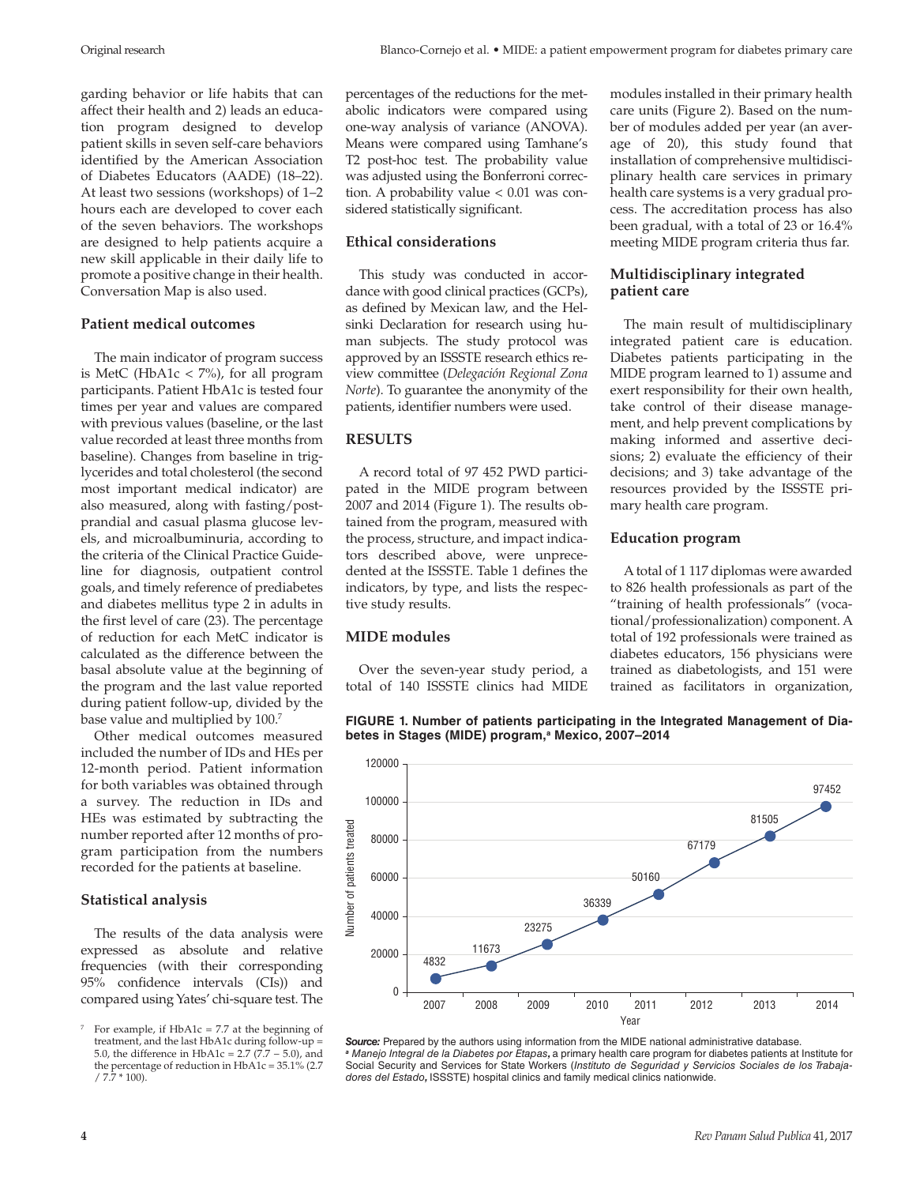garding behavior or life habits that can affect their health and 2) leads an education program designed to develop patient skills in seven self-care behaviors identified by the American Association of Diabetes Educators (AADE) (18–22). At least two sessions (workshops) of 1–2 hours each are developed to cover each of the seven behaviors. The workshops are designed to help patients acquire a new skill applicable in their daily life to promote a positive change in their health. Conversation Map is also used.

### Patient medical outcomes

The main indicator of program success is MetC (HbA1c < 7%), for all program participants. Patient HbA1c is tested four times per year and values are compared with previous values (baseline, or the last value recorded at least three months from baseline). Changes from baseline in triglycerides and total cholesterol (the second most important medical indicator) are also measured, along with fasting/postprandial and casual plasma glucose levels, and microalbuminuria, according to the criteria of the Clinical Practice Guideline for diagnosis, outpatient control goals, and timely reference of prediabetes and diabetes mellitus type 2 in adults in the first level of care (23). The percentage of reduction for each MetC indicator is calculated as the difference between the basal absolute value at the beginning of the program and the last value reported during patient follow-up, divided by the base value and multiplied by 100.[7]

Other medical outcomes measured included the number of IDs and HEs per 12-month period. Patient information for both variables was obtained through a survey. The reduction in IDs and HEs was estimated by subtracting the number reported after 12 months of program participation from the numbers recorded for the patients at baseline.

### Statistical analysis

The results of the data analysis were expressed as absolute and relative frequencies (with their corresponding 95% confidence intervals (CIs)) and compared using Yates' chi-square test. The percentages of the reductions for the metabolic indicators were compared using one-way analysis of variance (ANOVA). Means were compared using Tamhane's T2 post-hoc test. The probability value was adjusted using the Bonferroni correction. A probability value < 0.01 was considered statistically significant.

### Ethical considerations

This study was conducted in accordance with good clinical practices (GCPs), as defined by Mexican law, and the Helsinki Declaration for research using human subjects. The study protocol was approved by an ISSSTE research ethics review committee (*Delegación Regional Zona Norte*). To guarantee the anonymity of the patients, identifier numbers were used.

## RESULTS

A record total of 97 452 PWD participated in the MIDE program between 2007 and 2014 (Figure 1). The results obtained from the program, measured with the process, structure, and impact indicators described above, were unprecedented at the ISSSTE. Table 1 defines the indicators, by type, and lists the respective study results.

### MIDE modules

Over the seven-year study period, a total of 140 ISSSTE clinics had MIDE modules installed in their primary health care units (Figure 2). Based on the number of modules added per year (an average of 20), this study found that installation of comprehensive multidisciplinary health care services in primary health care systems is a very gradual process. The accreditation process has also been gradual, with a total of 23 or 16.4% meeting MIDE program criteria thus far.

### Multidisciplinary integrated patient care

The main result of multidisciplinary integrated patient care is education. Diabetes patients participating in the MIDE program learned to 1) assume and exert responsibility for their own health, take control of their disease management, and help prevent complications by making informed and assertive decisions; 2) evaluate the efficiency of their decisions; and 3) take advantage of the resources provided by the ISSSTE primary health care program.

### Education program

A total of 1 117 diplomas were awarded to 826 health professionals as part of the "training of health professionals" (vocational/professionalization) component. A total of 192 professionals were trained as diabetes educators, 156 physicians were trained as diabetologists, and 151 were trained as facilitators in organization,

**FIGURE 1. Number of patients participating in the Integrated Management of Diabetes in Stages (MIDE) program,[a] Mexico, 2007–2014**

| Year | Number of patients treated |
|---|---|
| 2007 | 4832 |
| 2008 | 11673 |
| 2009 | 23275 |
| 2010 | 36339 |
| 2011 | 50160 |
| 2012 | 67179 |
| 2013 | 81505 |
| 2014 | 97452 |

***Source:*** Prepared by the authors using information from the MIDE national administrative database.
[a] *Manejo Integral de la Diabetes por Etapas***,** a primary health care program for diabetes patients at Institute for Social Security and Services for State Workers (*Instituto de Seguridad y Servicios Sociales de los Trabajadores del Estado***,** ISSSTE) hospital clinics and family medical clinics nationwide.

[7] For example, if HbA1c = 7.7 at the beginning of treatment, and the last HbA1c during follow-up = 5.0, the difference in HbA1c = 2.7 (7.7 − 5.0), and the percentage of reduction in HbA1c = 35.1% (2.7 / 7.7 * 100).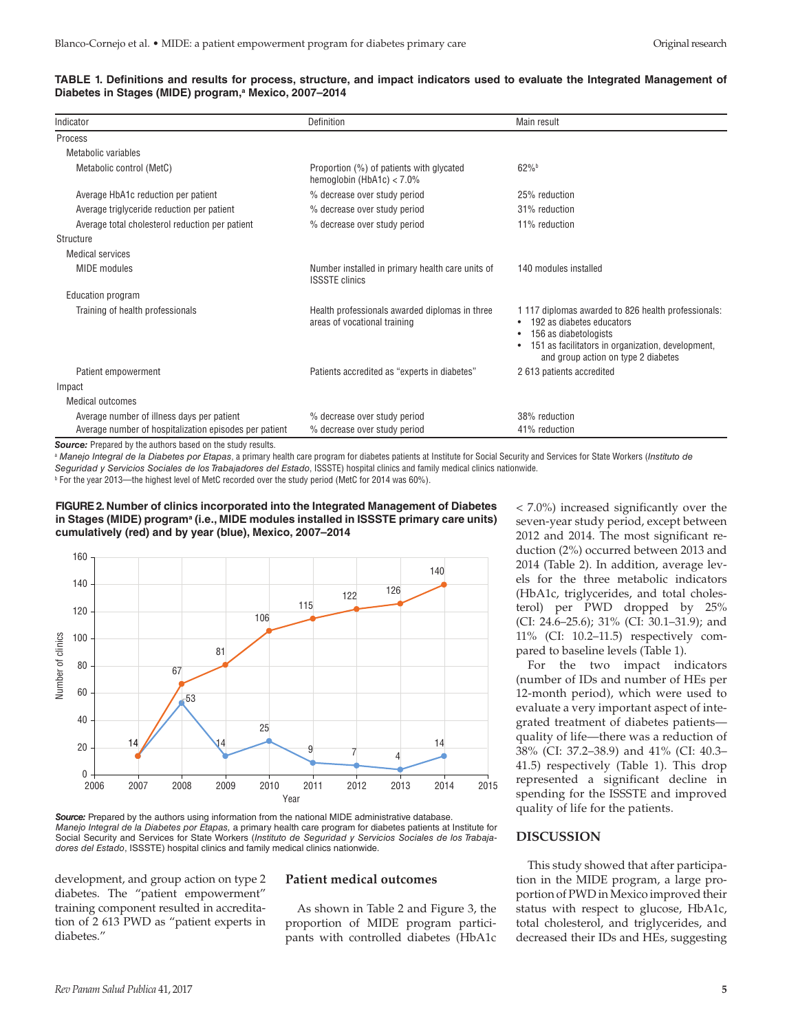**TABLE 1. Definitions and results for process, structure, and impact indicators used to evaluate the Integrated Management of Diabetes in Stages (MIDE) program,[a] Mexico, 2007–2014**

| Indicator | Definition | Main result |
|---|---|---|
| Process | | |
| Metabolic variables | | |
| Metabolic control (MetC) | Proportion (%) of patients with glycated hemoglobin (HbA1c) < 7.0% | 62%[b] |
| Average HbA1c reduction per patient | % decrease over study period | 25% reduction |
| Average triglyceride reduction per patient | % decrease over study period | 31% reduction |
| Average total cholesterol reduction per patient | % decrease over study period | 11% reduction |
| Structure | | |
| Medical services | | |
| MIDE modules | Number installed in primary health care units of ISSSTE clinics | 140 modules installed |
| Education program | | |
| Training of health professionals | Health professionals awarded diplomas in three areas of vocational training | 1 117 diplomas awarded to 826 health professionals: • 192 as diabetes educators • 156 as diabetologists • 151 as facilitators in organization, development, and group action on type 2 diabetes |
| Patient empowerment | Patients accredited as "experts in diabetes" | 2 613 patients accredited |
| Impact | | |
| Medical outcomes | | |
| Average number of illness days per patient | % decrease over study period | 38% reduction |
| Average number of hospitalization episodes per patient | % decrease over study period | 41% reduction |

***Source:*** Prepared by the authors based on the study results.

[a] *Manejo Integral de la Diabetes por Etapas*, a primary health care program for diabetes patients at Institute for Social Security and Services for State Workers (*Instituto de Seguridad y Servicios Sociales de los Trabajadores del Estado*, ISSSTE) hospital clinics and family medical clinics nationwide.

[b] For the year 2013—the highest level of MetC recorded over the study period (MetC for 2014 was 60%).

**FIGURE 2. Number of clinics incorporated into the Integrated Management of Diabetes in Stages (MIDE) program[a] (i.e., MIDE modules installed in ISSSTE primary care units) cumulatively (red) and by year (blue), Mexico, 2007–2014**

| Year | Cumulative (red) | By year (blue) |
|---|---|---|
| 2007 | 14 | 14 |
| 2008 | 67 | 53 |
| 2009 | 81 | 14 |
| 2010 | 106 | 25 |
| 2011 | 115 | 9 |
| 2012 | 122 | 7 |
| 2013 | 126 | 4 |
| 2014 | 140 | 14 |

***Source:*** Prepared by the authors using information from the national MIDE administrative database.
*Manejo Integral de la Diabetes por Etapas*, a primary health care program for diabetes patients at Institute for Social Security and Services for State Workers (*Instituto de Seguridad y Servicios Sociales de los Trabajadores del Estado*, ISSSTE) hospital clinics and family medical clinics nationwide.

development, and group action on type 2 diabetes. The "patient empowerment" training component resulted in accreditation of 2 613 PWD as "patient experts in diabetes."

### Patient medical outcomes

As shown in Table 2 and Figure 3, the proportion of MIDE program participants with controlled diabetes (HbA1c < 7.0%) increased significantly over the seven-year study period, except between 2012 and 2014. The most significant reduction (2%) occurred between 2013 and 2014 (Table 2). In addition, average levels for the three metabolic indicators (HbA1c, triglycerides, and total cholesterol) per PWD dropped by 25% (CI: 24.6–25.6); 31% (CI: 30.1–31.9); and 11% (CI: 10.2–11.5) respectively compared to baseline levels (Table 1).

For the two impact indicators (number of IDs and number of HEs per 12-month period), which were used to evaluate a very important aspect of integrated treatment of diabetes patients—quality of life—there was a reduction of 38% (CI: 37.2–38.9) and 41% (CI: 40.3–41.5) respectively (Table 1). This drop represented a significant decline in spending for the ISSSTE and improved quality of life for the patients.

## DISCUSSION

This study showed that after participation in the MIDE program, a large proportion of PWD in Mexico improved their status with respect to glucose, HbA1c, total cholesterol, and triglycerides, and decreased their IDs and HEs, suggesting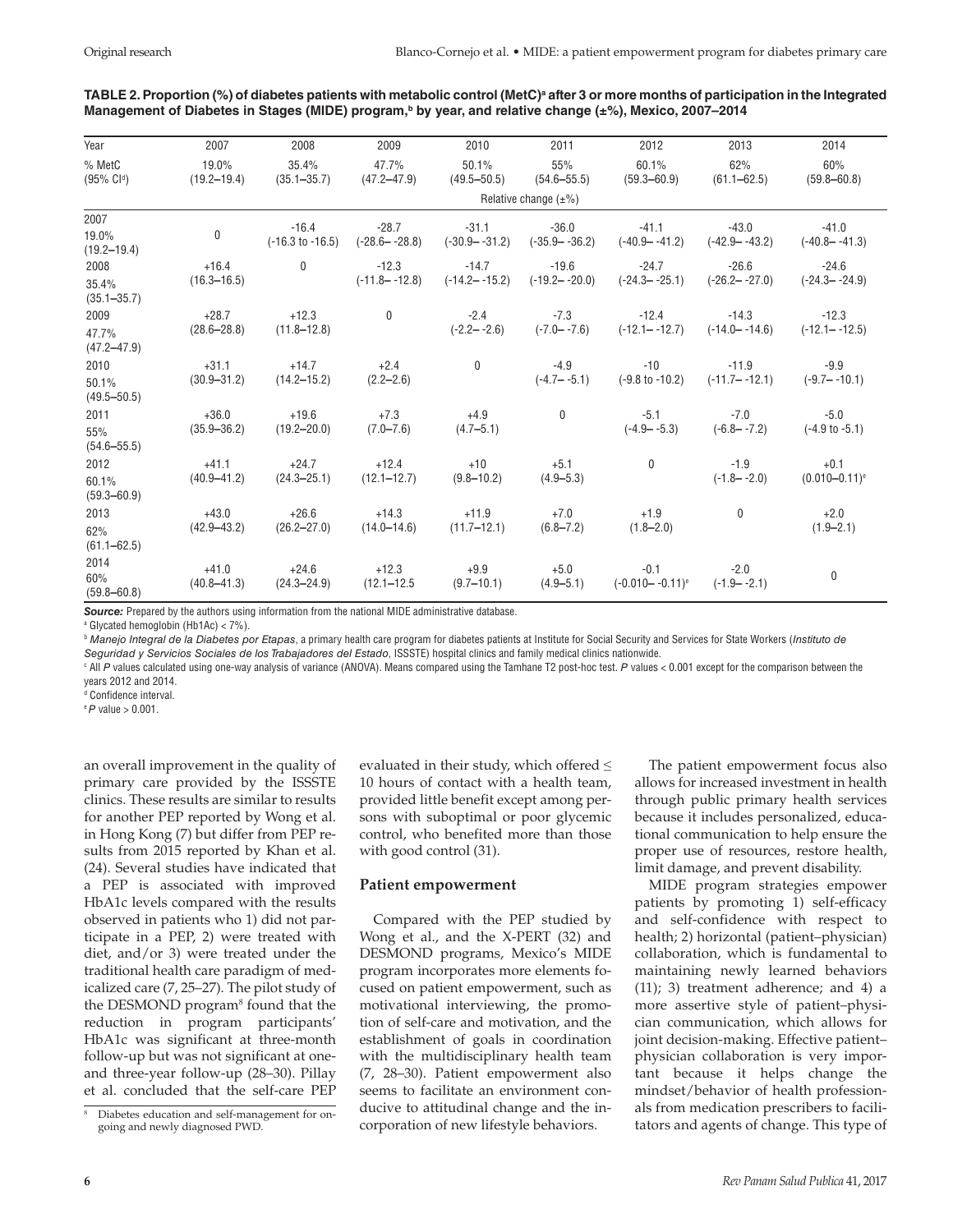**TABLE 2. Proportion (%) of diabetes patients with metabolic control (MetC)[a] after 3 or more months of participation in the Integrated Management of Diabetes in Stages (MIDE) program,[b] by year, and relative change (±%), Mexico, 2007–2014**

| Year | 2007 | 2008 | 2009 | 2010 | 2011 | 2012 | 2013 | 2014 |
|---|---|---|---|---|---|---|---|---|
| % MetC (95% CI[d]) | 19.0% (19.2–19.4) | 35.4% (35.1–35.7) | 47.7% (47.2–47.9) | 50.1% (49.5–50.5) | 55% (54.6–55.5) | 60.1% (59.3–60.9) | 62% (61.1–62.5) | 60% (59.8–60.8) |
| | | | | | Relative change (±%) | | | |
| 2007 19.0% (19.2–19.4) | 0 | -16.4 (-16.3 to -16.5) | -28.7 (-28.6– -28.8) | -31.1 (-30.9– -31.2) | -36.0 (-35.9– -36.2) | -41.1 (-40.9– -41.2) | -43.0 (-42.9– -43.2) | -41.0 (-40.8– -41.3) |
| 2008 35.4% (35.1–35.7) | +16.4 (16.3–16.5) | 0 | -12.3 (-11.8– -12.8) | -14.7 (-14.2– -15.2) | -19.6 (-19.2– -20.0) | -24.7 (-24.3– -25.1) | -26.6 (-26.2– -27.0) | -24.6 (-24.3– -24.9) |
| 2009 47.7% (47.2–47.9) | +28.7 (28.6–28.8) | +12.3 (11.8–12.8) | 0 | -2.4 (-2.2– -2.6) | -7.3 (-7.0– -7.6) | -12.4 (-12.1– -12.7) | -14.3 (-14.0– -14.6) | -12.3 (-12.1– -12.5) |
| 2010 50.1% (49.5–50.5) | +31.1 (30.9–31.2) | +14.7 (14.2–15.2) | +2.4 (2.2–2.6) | 0 | -4.9 (-4.7– -5.1) | -10 (-9.8 to -10.2) | -11.9 (-11.7– -12.1) | -9.9 (-9.7– -10.1) |
| 2011 55% (54.6–55.5) | +36.0 (35.9–36.2) | +19.6 (19.2–20.0) | +7.3 (7.0–7.6) | +4.9 (4.7–5.1) | 0 | -5.1 (-4.9– -5.3) | -7.0 (-6.8– -7.2) | -5.0 (-4.9 to -5.1) |
| 2012 60.1% (59.3–60.9) | +41.1 (40.9–41.2) | +24.7 (24.3–25.1) | +12.4 (12.1–12.7) | +10 (9.8–10.2) | +5.1 (4.9–5.3) | 0 | -1.9 (-1.8– -2.0) | +0.1 (0.010–0.11)[e] |
| 2013 62% (61.1–62.5) | +43.0 (42.9–43.2) | +26.6 (26.2–27.0) | +14.3 (14.0–14.6) | +11.9 (11.7–12.1) | +7.0 (6.8–7.2) | +1.9 (1.8–2.0) | 0 | +2.0 (1.9–2.1) |
| 2014 60% (59.8–60.8) | +41.0 (40.8–41.3) | +24.6 (24.3–24.9) | +12.3 (12.1–12.5 | +9.9 (9.7–10.1) | +5.0 (4.9–5.1) | -0.1 (-0.010– -0.11)[e] | -2.0 (-1.9– -2.1) | 0 |

***Source:*** Prepared by the authors using information from the national MIDE administrative database.

[a] Glycated hemoglobin (HbA1c) < 7%).

[b] *Manejo Integral de la Diabetes por Etapas*, a primary health care program for diabetes patients at Institute for Social Security and Services for State Workers (*Instituto de Seguridad y Servicios Sociales de los Trabajadores del Estado*, ISSSTE) hospital clinics and family medical clinics nationwide.

[c] All *P* values calculated using one-way analysis of variance (ANOVA). Means compared using the Tamhane T2 post-hoc test. *P* values < 0.001 except for the comparison between the years 2012 and 2014.

[d] Confidence interval.

[e] *P* value > 0.001.

an overall improvement in the quality of primary care provided by the ISSSTE clinics. These results are similar to results for another PEP reported by Wong et al. in Hong Kong (7) but differ from PEP results from 2015 reported by Khan et al. (24). Several studies have indicated that a PEP is associated with improved HbA1c levels compared with the results observed in patients who 1) did not participate in a PEP, 2) were treated with diet, and/or 3) were treated under the traditional health care paradigm of medicalized care (7, 25–27). The pilot study of the DESMOND program[8] found that the reduction in program participants' HbA1c was significant at three-month follow-up but was not significant at one- and three-year follow-up (28–30). Pillay et al. concluded that the self-care PEP evaluated in their study, which offered ≤ 10 hours of contact with a health team, provided little benefit except among persons with suboptimal or poor glycemic control, who benefited more than those with good control (31).

## Patient empowerment

Compared with the PEP studied by Wong et al., and the X-PERT (32) and DESMOND programs, Mexico's MIDE program incorporates more elements focused on patient empowerment, such as motivational interviewing, the promotion of self-care and motivation, and the establishment of goals in coordination with the multidisciplinary health team (7, 28–30). Patient empowerment also seems to facilitate an environment conducive to attitudinal change and the incorporation of new lifestyle behaviors.

The patient empowerment focus also allows for increased investment in health through public primary health services because it includes personalized, educational communication to help ensure the proper use of resources, restore health, limit damage, and prevent disability.

MIDE program strategies empower patients by promoting 1) self-efficacy and self-confidence with respect to health; 2) horizontal (patient–physician) collaboration, which is fundamental to maintaining newly learned behaviors (11); 3) treatment adherence; and 4) a more assertive style of patient–physician communication, which allows for joint decision-making. Effective patient–physician collaboration is very important because it helps change the mindset/behavior of health professionals from medication prescribers to facilitators and agents of change. This type of

[8] Diabetes education and self-management for ongoing and newly diagnosed PWD.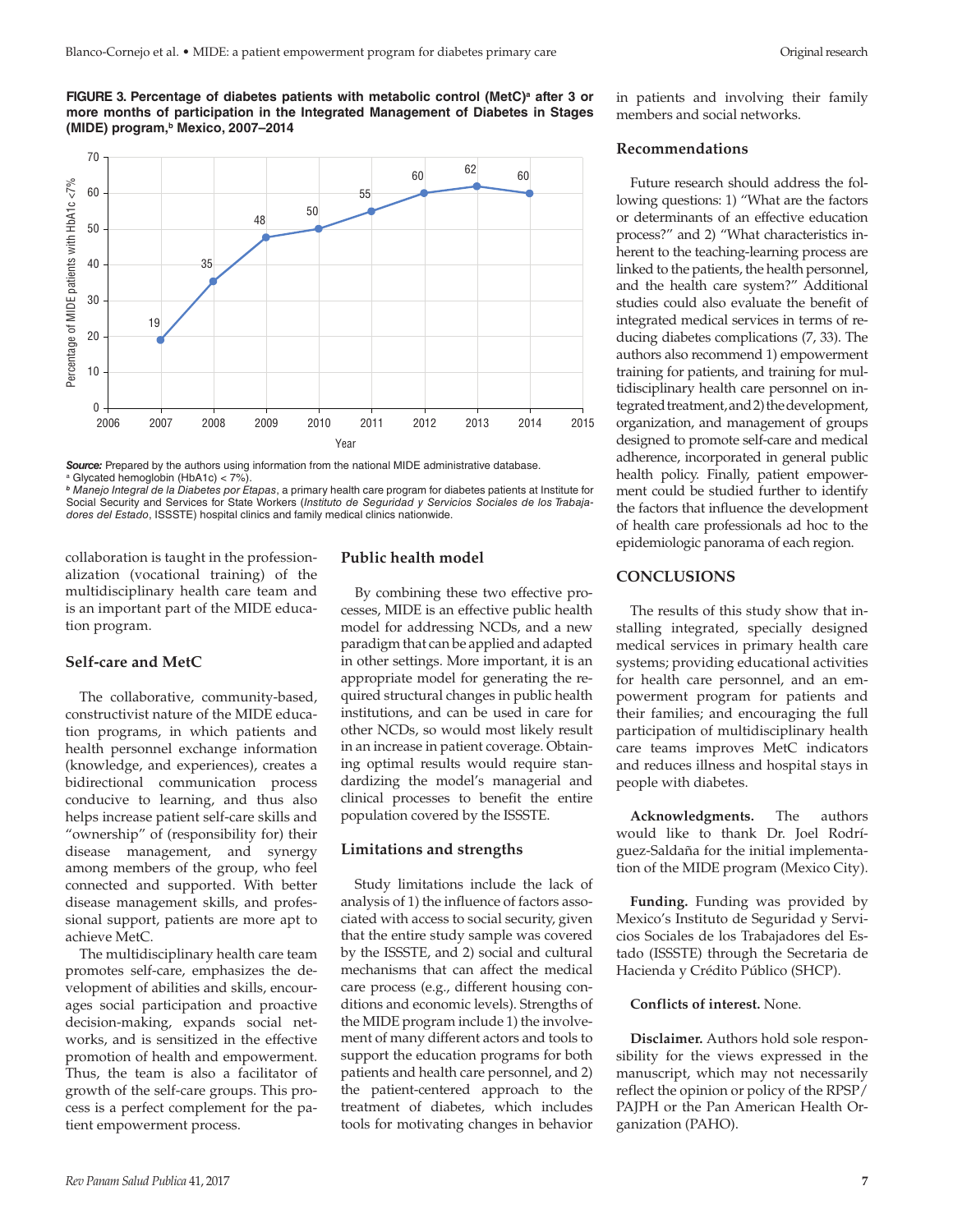**FIGURE 3. Percentage of diabetes patients with metabolic control (MetC)[a] after 3 or more months of participation in the Integrated Management of Diabetes in Stages (MIDE) program,[b] Mexico, 2007–2014**

| Year | Percentage of MIDE patients with HbA1c <7% |
|---|---|
| 2007 | 19 |
| 2008 | 35 |
| 2009 | 48 |
| 2010 | 50 |
| 2011 | 55 |
| 2012 | 60 |
| 2013 | 62 |
| 2014 | 60 |

***Source:*** Prepared by the authors using information from the national MIDE administrative database.
[a] Glycated hemoglobin (HbA1c) < 7%).
[b] *Manejo Integral de la Diabetes por Etapas*, a primary health care program for diabetes patients at Institute for Social Security and Services for State Workers (*Instituto de Seguridad y Servicios Sociales de los Trabajadores del Estado*, ISSSTE) hospital clinics and family medical clinics nationwide.

collaboration is taught in the professionalization (vocational training) of the multidisciplinary health care team and is an important part of the MIDE education program.

### Self-care and MetC

The collaborative, community-based, constructivist nature of the MIDE education programs, in which patients and health personnel exchange information (knowledge, and experiences), creates a bidirectional communication process conducive to learning, and thus also helps increase patient self-care skills and "ownership" of (responsibility for) their disease management, and synergy among members of the group, who feel connected and supported. With better disease management skills, and professional support, patients are more apt to achieve MetC.

The multidisciplinary health care team promotes self-care, emphasizes the development of abilities and skills, encourages social participation and proactive decision-making, expands social networks, and is sensitized in the effective promotion of health and empowerment. Thus, the team is also a facilitator of growth of the self-care groups. This process is a perfect complement for the patient empowerment process.

### Public health model

By combining these two effective processes, MIDE is an effective public health model for addressing NCDs, and a new paradigm that can be applied and adapted in other settings. More important, it is an appropriate model for generating the required structural changes in public health institutions, and can be used in care for other NCDs, so would most likely result in an increase in patient coverage. Obtaining optimal results would require standardizing the model's managerial and clinical processes to benefit the entire population covered by the ISSSTE.

### Limitations and strengths

Study limitations include the lack of analysis of 1) the influence of factors associated with access to social security, given that the entire study sample was covered by the ISSSTE, and 2) social and cultural mechanisms that can affect the medical care process (e.g., different housing conditions and economic levels). Strengths of the MIDE program include 1) the involvement of many different actors and tools to support the education programs for both patients and health care personnel, and 2) the patient-centered approach to the treatment of diabetes, which includes tools for motivating changes in behavior in patients and involving their family members and social networks.

### Recommendations

Future research should address the following questions: 1) "What are the factors or determinants of an effective education process?" and 2) "What characteristics inherent to the teaching-learning process are linked to the patients, the health personnel, and the health care system?" Additional studies could also evaluate the benefit of integrated medical services in terms of reducing diabetes complications (7, 33). The authors also recommend 1) empowerment training for patients, and training for multidisciplinary health care personnel on integrated treatment, and 2) the development, organization, and management of groups designed to promote self-care and medical adherence, incorporated in general public health policy. Finally, patient empowerment could be studied further to identify the factors that influence the development of health care professionals ad hoc to the epidemiologic panorama of each region.

## CONCLUSIONS

The results of this study show that installing integrated, specially designed medical services in primary health care systems; providing educational activities for health care personnel, and an empowerment program for patients and their families; and encouraging the full participation of multidisciplinary health care teams improves MetC indicators and reduces illness and hospital stays in people with diabetes.

**Acknowledgments.** The authors would like to thank Dr. Joel Rodríguez-Saldaña for the initial implementation of the MIDE program (Mexico City).

**Funding.** Funding was provided by Mexico's Instituto de Seguridad y Servicios Sociales de los Trabajadores del Estado (ISSSTE) through the Secretaria de Hacienda y Crédito Público (SHCP).

**Conflicts of interest.** None.

**Disclaimer.** Authors hold sole responsibility for the views expressed in the manuscript, which may not necessarily reflect the opinion or policy of the RPSP/PAJPH or the Pan American Health Organization (PAHO).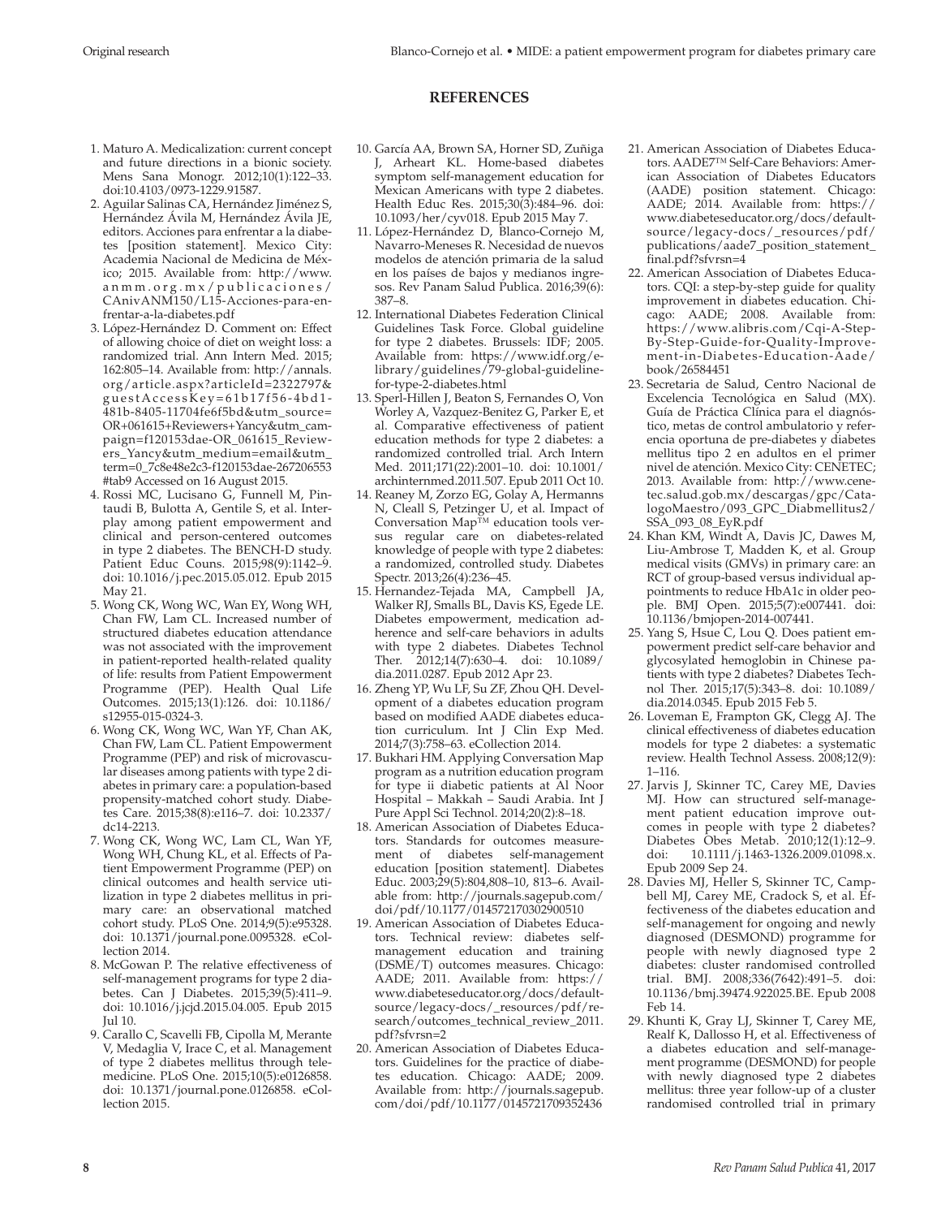## REFERENCES

1. Maturo A. Medicalization: current concept and future directions in a bionic society. Mens Sana Monogr. 2012;10(1):122–33. doi:10.4103/0973-1229.91587.
2. Aguilar Salinas CA, Hernández Jiménez S, Hernández Ávila M, Hernández Ávila JE, editors. Acciones para enfrentar a la diabetes [position statement]. Mexico City: Academia Nacional de Medicina de México; 2015. Available from: http://www.anmm.org.mx/publicaciones/CAnivANM150/L15-Acciones-para-enfrentar-a-la-diabetes.pdf
3. López-Hernández D. Comment on: Effect of allowing choice of diet on weight loss: a randomized trial. Ann Intern Med. 2015; 162:805–14. Available from: http://annals.org/article.aspx?articleId=2322797&guestAccessKey=61b17f56-4bd1-481b-8405-11704fe6f5bd&utm_source=OR+061615+Reviewers+Yancy&utm_campaign=f120153dae-OR_061615_Reviewers_Yancy&utm_medium=email&utm_term=0_7c8e48e2c3-f120153dae-267206553#tab9 Accessed on 16 August 2015.
4. Rossi MC, Lucisano G, Funnell M, Pintaudi B, Bulotta A, Gentile S, et al. Interplay among patient empowerment and clinical and person-centered outcomes in type 2 diabetes. The BENCH-D study. Patient Educ Couns. 2015;98(9):1142–9. doi: 10.1016/j.pec.2015.05.012. Epub 2015 May 21.
5. Wong CK, Wong WC, Wan EY, Wong WH, Chan FW, Lam CL. Increased number of structured diabetes education attendance was not associated with the improvement in patient-reported health-related quality of life: results from Patient Empowerment Programme (PEP). Health Qual Life Outcomes. 2015;13(1):126. doi: 10.1186/s12955-015-0324-3.
6. Wong CK, Wong WC, Wan YF, Chan AK, Chan FW, Lam CL. Patient Empowerment Programme (PEP) and risk of microvascular diseases among patients with type 2 diabetes in primary care: a population-based propensity-matched cohort study. Diabetes Care. 2015;38(8):e116–7. doi: 10.2337/dc14-2213.
7. Wong CK, Wong WC, Lam CL, Wan YF, Wong WH, Chung KL, et al. Effects of Patient Empowerment Programme (PEP) on clinical outcomes and health service utilization in type 2 diabetes mellitus in primary care: an observational matched cohort study. PLoS One. 2014;9(5):e95328. doi: 10.1371/journal.pone.0095328. eCollection 2014.
8. McGowan P. The relative effectiveness of self-management programs for type 2 diabetes. Can J Diabetes. 2015;39(5):411–9. doi: 10.1016/j.jcjd.2015.04.005. Epub 2015 Jul 10.
9. Carallo C, Scavelli FB, Cipolla M, Merante V, Medaglia V, Irace C, et al. Management of type 2 diabetes mellitus through telemedicine. PLoS One. 2015;10(5):e0126858. doi: 10.1371/journal.pone.0126858. eCollection 2015.
10. García AA, Brown SA, Horner SD, Zuñiga J, Arheart KL. Home-based diabetes symptom self-management education for Mexican Americans with type 2 diabetes. Health Educ Res. 2015;30(3):484–96. doi: 10.1093/her/cyv018. Epub 2015 May 7.
11. López-Hernández D, Blanco-Cornejo M, Navarro-Meneses R. Necesidad de nuevos modelos de atención primaria de la salud en los países de bajos y medianos ingresos. Rev Panam Salud Publica. 2016;39(6): 387–8.
12. International Diabetes Federation Clinical Guidelines Task Force. Global guideline for type 2 diabetes. Brussels: IDF; 2005. Available from: https://www.idf.org/e-library/guidelines/79-global-guideline-for-type-2-diabetes.html
13. Sperl-Hillen J, Beaton S, Fernandes O, Von Worley A, Vazquez-Benitez G, Parker E, et al. Comparative effectiveness of patient education methods for type 2 diabetes: a randomized controlled trial. Arch Intern Med. 2011;171(22):2001–10. doi: 10.1001/archinternmed.2011.507. Epub 2011 Oct 10.
14. Reaney M, Zorzo EG, Golay A, Hermanns N, Cleall S, Petzinger U, et al. Impact of Conversation Map™ education tools versus regular care on diabetes-related knowledge of people with type 2 diabetes: a randomized, controlled study. Diabetes Spectr. 2013;26(4):236–45.
15. Hernandez-Tejada MA, Campbell JA, Walker RJ, Smalls BL, Davis KS, Egede LE. Diabetes empowerment, medication adherence and self-care behaviors in adults with type 2 diabetes. Diabetes Technol Ther. 2012;14(7):630–4. doi: 10.1089/dia.2011.0287. Epub 2012 Apr 23.
16. Zheng YP, Wu LF, Su ZF, Zhou QH. Development of a diabetes education program based on modified AADE diabetes education curriculum. Int J Clin Exp Med. 2014;7(3):758–63. eCollection 2014.
17. Bukhari HM. Applying Conversation Map program as a nutrition education program for type ii diabetic patients at Al Noor Hospital – Makkah – Saudi Arabia. Int J Pure Appl Sci Technol. 2014;20(2):8–18.
18. American Association of Diabetes Educators. Standards for outcomes measurement of diabetes self-management education [position statement]. Diabetes Educ. 2003;29(5):804,808–10, 813–6. Available from: http://journals.sagepub.com/doi/pdf/10.1177/014572170302900510
19. American Association of Diabetes Educators. Technical review: diabetes self-management education and training (DSME/T) outcomes measures. Chicago: AADE; 2011. Available from: https://www.diabeteseducator.org/docs/default-source/legacy-docs/_resources/pdf/research/outcomes_technical_review_2011.pdf?sfvrsn=2
20. American Association of Diabetes Educators. Guidelines for the practice of diabetes education. Chicago: AADE; 2009. Available from: http://journals.sagepub.com/doi/pdf/10.1177/0145721709352436
21. American Association of Diabetes Educators. AADE7™ Self-Care Behaviors: American Association of Diabetes Educators (AADE) position statement. Chicago: AADE; 2014. Available from: https://www.diabeteseducator.org/docs/default-source/legacy-docs/_resources/pdf/publications/aade7_position_statement_final.pdf?sfvrsn=4
22. American Association of Diabetes Educators. CQI: a step-by-step guide for quality improvement in diabetes education. Chicago: AADE; 2008. Available from: https://www.alibris.com/Cqi-A-Step-By-Step-Guide-for-Quality-Improvement-in-Diabetes-Education-Aade/book/26584451
23. Secretaria de Salud, Centro Nacional de Excelencia Tecnológica en Salud (MX). Guía de Práctica Clínica para el diagnóstico, metas de control ambulatorio y referencia oportuna de pre-diabetes y diabetes mellitus tipo 2 en adultos en el primer nivel de atención. Mexico City: CENETEC; 2013. Available from: http://www.cenetec.salud.gob.mx/descargas/gpc/CatalogoMaestro/093_GPC_Diabmellitus2/SSA_093_08_EyR.pdf
24. Khan KM, Windt A, Davis JC, Dawes M, Liu-Ambrose T, Madden K, et al. Group medical visits (GMVs) in primary care: an RCT of group-based versus individual appointments to reduce HbA1c in older people. BMJ Open. 2015;5(7):e007441. doi: 10.1136/bmjopen-2014-007441.
25. Yang S, Hsue C, Lou Q. Does patient empowerment predict self-care behavior and glycosylated hemoglobin in Chinese patients with type 2 diabetes? Diabetes Technol Ther. 2015;17(5):343–8. doi: 10.1089/dia.2014.0345. Epub 2015 Feb 5.
26. Loveman E, Frampton GK, Clegg AJ. The clinical effectiveness of diabetes education models for type 2 diabetes: a systematic review. Health Technol Assess. 2008;12(9): 1–116.
27. Jarvis J, Skinner TC, Carey ME, Davies MJ. How can structured self-management patient education improve outcomes in people with type 2 diabetes? Diabetes Obes Metab. 2010;12(1):12–9. doi: 10.1111/j.1463-1326.2009.01098.x. Epub 2009 Sep 24.
28. Davies MJ, Heller S, Skinner TC, Campbell MJ, Carey ME, Cradock S, et al. Effectiveness of the diabetes education and self-management for ongoing and newly diagnosed (DESMOND) programme for people with newly diagnosed type 2 diabetes: cluster randomised controlled trial. BMJ. 2008;336(7642):491–5. doi: 10.1136/bmj.39474.922025.BE. Epub 2008 Feb 14.
29. Khunti K, Gray LJ, Skinner T, Carey ME, Realf K, Dallosso H, et al. Effectiveness of a diabetes education and self-management programme (DESMOND) for people with newly diagnosed type 2 diabetes mellitus: three year follow-up of a cluster randomised controlled trial in primary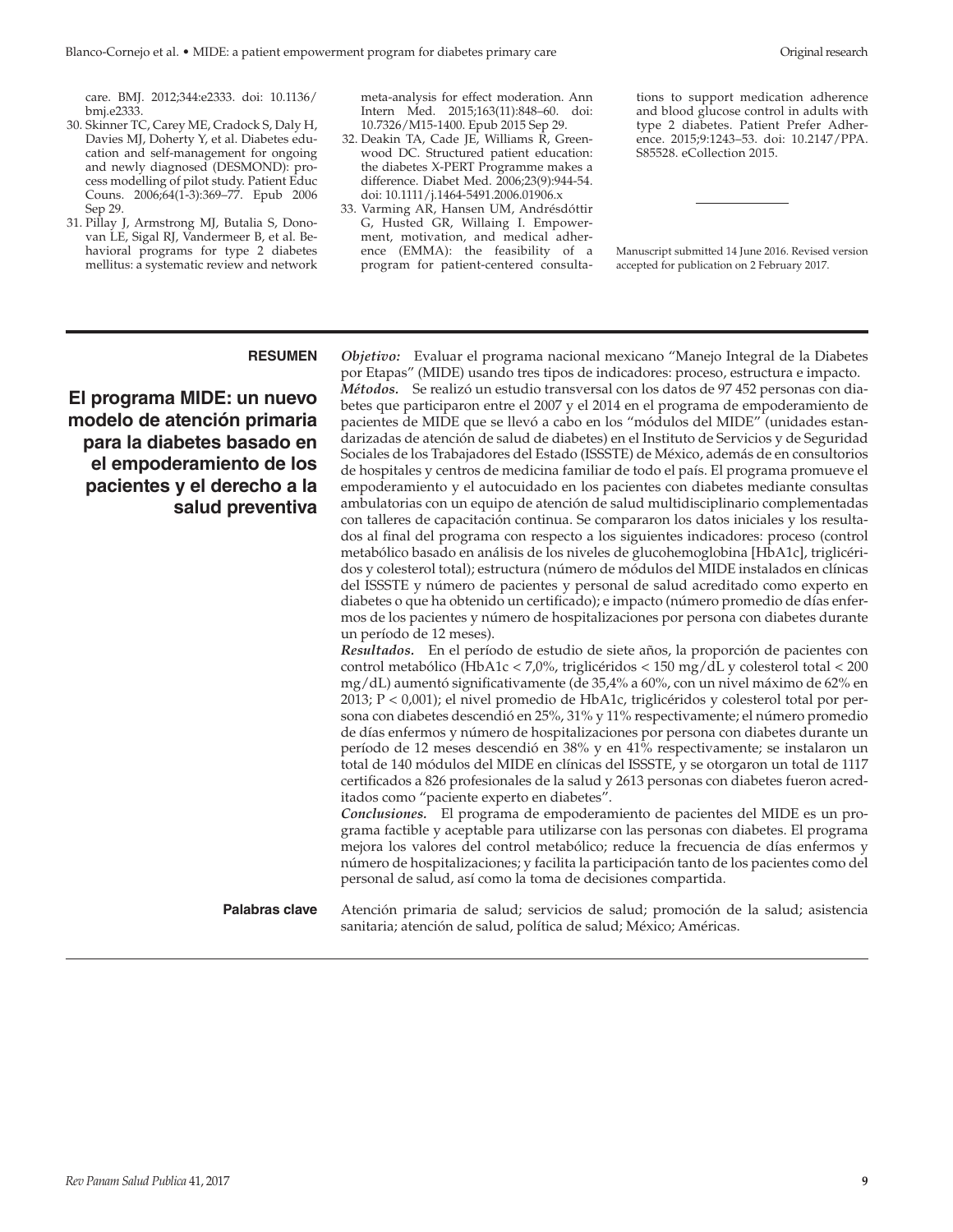care. BMJ. 2012;344:e2333. doi: 10.1136/bmj.e2333.

30. Skinner TC, Carey ME, Cradock S, Daly H, Davies MJ, Doherty Y, et al. Diabetes education and self-management for ongoing and newly diagnosed (DESMOND): process modelling of pilot study. Patient Educ Couns. 2006;64(1-3):369–77. Epub 2006 Sep 29.
31. Pillay J, Armstrong MJ, Butalia S, Donovan LE, Sigal RJ, Vandermeer B, et al. Behavioral programs for type 2 diabetes mellitus: a systematic review and network meta-analysis for effect moderation. Ann Intern Med. 2015;163(11):848–60. doi: 10.7326/M15-1400. Epub 2015 Sep 29.
32. Deakin TA, Cade JE, Williams R, Greenwood DC. Structured patient education: the diabetes X-PERT Programme makes a difference. Diabet Med. 2006;23(9):944-54. doi: 10.1111/j.1464-5491.2006.01906.x
33. Varming AR, Hansen UM, Andrésdóttir G, Husted GR, Willaing I. Empowerment, motivation, and medical adherence (EMMA): the feasibility of a program for patient-centered consultations to support medication adherence and blood glucose control in adults with type 2 diabetes. Patient Prefer Adherence. 2015;9:1243–53. doi: 10.2147/PPA.S85528. eCollection 2015.

---

Manuscript submitted 14 June 2016. Revised version accepted for publication on 2 February 2017.

---

**RESUMEN**

## El programa MIDE: un nuevo modelo de atención primaria para la diabetes basado en el empoderamiento de los pacientes y el derecho a la salud preventiva

***Objetivo:*** Evaluar el programa nacional mexicano "Manejo Integral de la Diabetes por Etapas" (MIDE) usando tres tipos de indicadores: proceso, estructura e impacto.

***Métodos.*** Se realizó un estudio transversal con los datos de 97 452 personas con diabetes que participaron entre el 2007 y el 2014 en el programa de empoderamiento de pacientes de MIDE que se llevó a cabo en los "módulos del MIDE" (unidades estandarizadas de atención de salud de diabetes) en el Instituto de Servicios y de Seguridad Sociales de los Trabajadores del Estado (ISSSTE) de México, además de en consultorios de hospitales y centros de medicina familiar de todo el país. El programa promueve el empoderamiento y el autocuidado en los pacientes con diabetes mediante consultas ambulatorias con un equipo de atención de salud multidisciplinario complementadas con talleres de capacitación continua. Se compararon los datos iniciales y los resultados al final del programa con respecto a los siguientes indicadores: proceso (control metabólico basado en análisis de los niveles de glucohemoglobina [HbA1c], triglicéridos y colesterol total); estructura (número de módulos del MIDE instalados en clínicas del ISSSTE y número de pacientes y personal de salud acreditado como experto en diabetes o que ha obtenido un certificado); e impacto (número promedio de días enfermos de los pacientes y número de hospitalizaciones por persona con diabetes durante un período de 12 meses).

***Resultados.*** En el período de estudio de siete años, la proporción de pacientes con control metabólico (HbA1c < 7,0%, triglicéridos < 150 mg/dL y colesterol total < 200 mg/dL) aumentó significativamente (de 35,4% a 60%, con un nivel máximo de 62% en 2013; P < 0,001); el nivel promedio de HbA1c, triglicéridos y colesterol total por persona con diabetes descendió en 25%, 31% y 11% respectivamente; el número promedio de días enfermos y número de hospitalizaciones por persona con diabetes durante un período de 12 meses descendió en 38% y en 41% respectivamente; se instalaron un total de 140 módulos del MIDE en clínicas del ISSSTE, y se otorgaron un total de 1117 certificados a 826 profesionales de la salud y 2613 personas con diabetes fueron acreditados como "paciente experto en diabetes".

***Conclusiones.*** El programa de empoderamiento de pacientes del MIDE es un programa factible y aceptable para utilizarse con las personas con diabetes. El programa mejora los valores del control metabólico; reduce la frecuencia de días enfermos y número de hospitalizaciones; y facilita la participación tanto de los pacientes como del personal de salud, así como la toma de decisiones compartida.

**Palabras clave** Atención primaria de salud; servicios de salud; promoción de la salud; asistencia sanitaria; atención de salud, política de salud; México; Américas.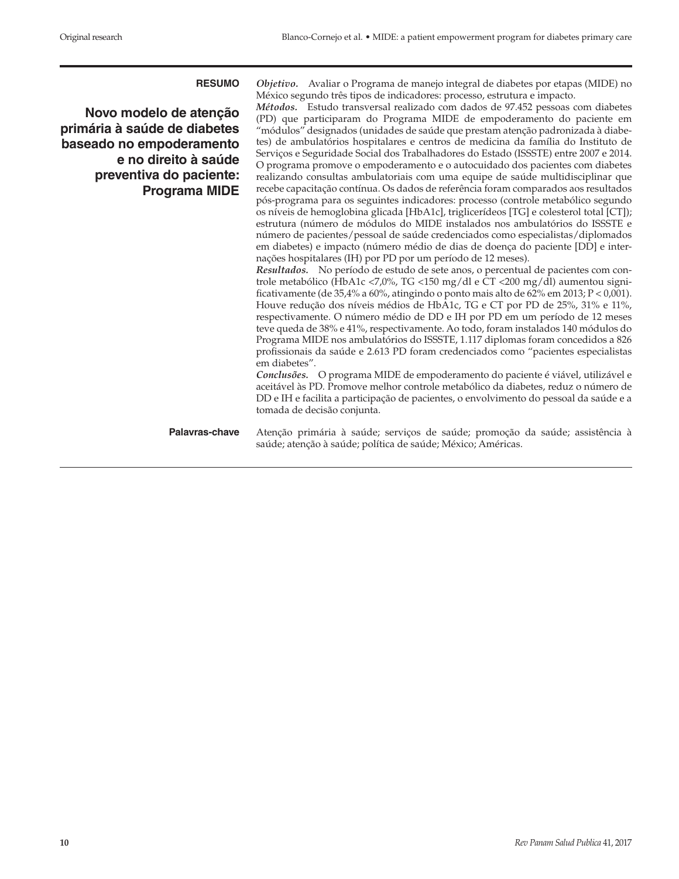## RESUMO

### Novo modelo de atenção primária à saúde de diabetes baseado no empoderamento e no direito à saúde preventiva do paciente: Programa MIDE

***Objetivo.*** Avaliar o Programa de manejo integral de diabetes por etapas (MIDE) no México segundo três tipos de indicadores: processo, estrutura e impacto.

***Métodos.*** Estudo transversal realizado com dados de 97.452 pessoas com diabetes (PD) que participaram do Programa MIDE de empoderamento do paciente em "módulos" designados (unidades de saúde que prestam atenção padronizada à diabetes) de ambulatórios hospitalares e centros de medicina da família do Instituto de Serviços e Seguridade Social dos Trabalhadores do Estado (ISSSTE) entre 2007 e 2014. O programa promove o empoderamento e o autocuidado dos pacientes com diabetes realizando consultas ambulatoriais com uma equipe de saúde multidisciplinar que recebe capacitação contínua. Os dados de referência foram comparados aos resultados pós-programa para os seguintes indicadores: processo (controle metabólico segundo os níveis de hemoglobina glicada [HbA1c], triglicerídeos [TG] e colesterol total [CT]); estrutura (número de módulos do MIDE instalados nos ambulatórios do ISSSTE e número de pacientes/pessoal de saúde credenciados como especialistas/diplomados em diabetes) e impacto (número médio de dias de doença do paciente [DD] e internações hospitalares (IH) por PD por um período de 12 meses).

***Resultados.*** No período de estudo de sete anos, o percentual de pacientes com controle metabólico (HbA1c <7,0%, TG <150 mg/dl e CT <200 mg/dl) aumentou significativamente (de 35,4% a 60%, atingindo o ponto mais alto de 62% em 2013; $P < 0,001$). Houve redução dos níveis médios de HbA1c, TG e CT por PD de 25%, 31% e 11%, respectivamente. O número médio de DD e IH por PD em um período de 12 meses teve queda de 38% e 41%, respectivamente. Ao todo, foram instalados 140 módulos do Programa MIDE nos ambulatórios do ISSSTE, 1.117 diplomas foram concedidos a 826 profissionais da saúde e 2.613 PD foram credenciados como "pacientes especialistas em diabetes".

***Conclusões.*** O programa MIDE de empoderamento do paciente é viável, utilizável e aceitável às PD. Promove melhor controle metabólico da diabetes, reduz o número de DD e IH e facilita a participação de pacientes, o envolvimento do pessoal da saúde e a tomada de decisão conjunta.

**Palavras-chave** Atenção primária à saúde; serviços de saúde; promoção da saúde; assistência à saúde; atenção à saúde; política de saúde; México; Américas.